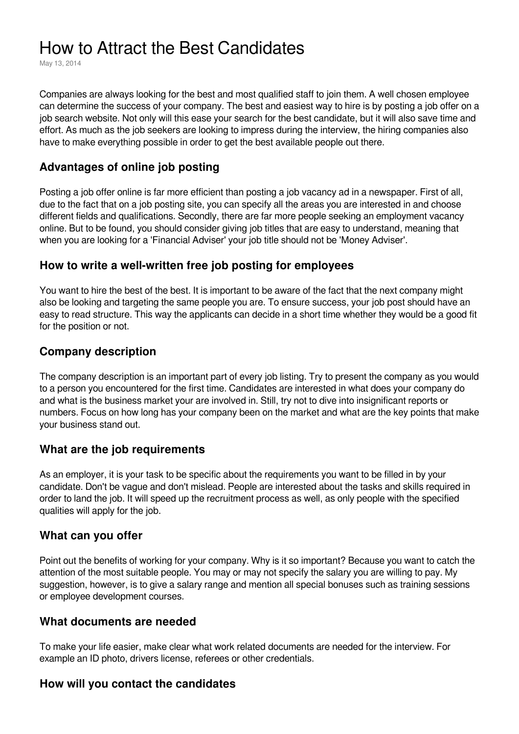# How to Attract the Best Candidates

May 13, 2014

Companies are always looking for the best and most qualified staff to join them. A well chosen employee can determine the success of your company. The best and easiest way to hire is by posting a job offer on a job search website. Not only will this ease your search for the best candidate, but it will also save time and effort. As much as the job seekers are looking to impress during the interview, the hiring companies also have to make everything possible in order to get the best available people out there.

## Advantages of online job posting

Posting a job offer online is far more efficient than posting a job vacancy ad in a newspaper. First of all, due to the fact that on a job posting site, you can specify all the areas you are interested in and choose different fields and qualifications. Secondly, there are far more people seeking an employment vacancy online. But to be found, you should consider giving job titles that are easy to understand, meaning that when you are looking for a 'Financial Adviser' your job title should not be 'Money Adviser'.

## How to write a well-written free job posting for employees

You want to hire the best of the best. It is important to be aware of the fact that the next company might also be looking and targeting the same people you are. To ensure success, your job post should have an easy to read structure. This way the applicants can decide in a short time whether they would be a good fit for the position or not.

## Company description

The company description is an important part of every job listing. Try to present the company as you would to a person you encountered for the first time. Candidates are interested in what does your company do and what is the business market your are involved in. Still, try not to dive into insignificant reports or numbers. Focus on how long has your company been on the market and what are the key points that make your business stand out.

## What are the job requirements

As an employer, it is your task to be specific about the requirements you want to be filled in by your candidate. Don't be vague and don't mislead. People are interested about the tasks and skills required in order to land the job. It will speed up the recruitment process as well, as only people with the specified qualities will apply for the job.

## What can you offer

Point out the benefits of working for your company. Why is it so important? Because you want to catch the attention of the most suitable people. You may or may not specify the salary you are willing to pay. My suggestion, however, is to give a salary range and mention all special bonuses such as training sessions or employee development courses.

## What documents are needed

To make your life easier, make clear what work related documents are needed for the interview. For example an ID photo, drivers license, referees or other credentials.

## How will you contact the candidates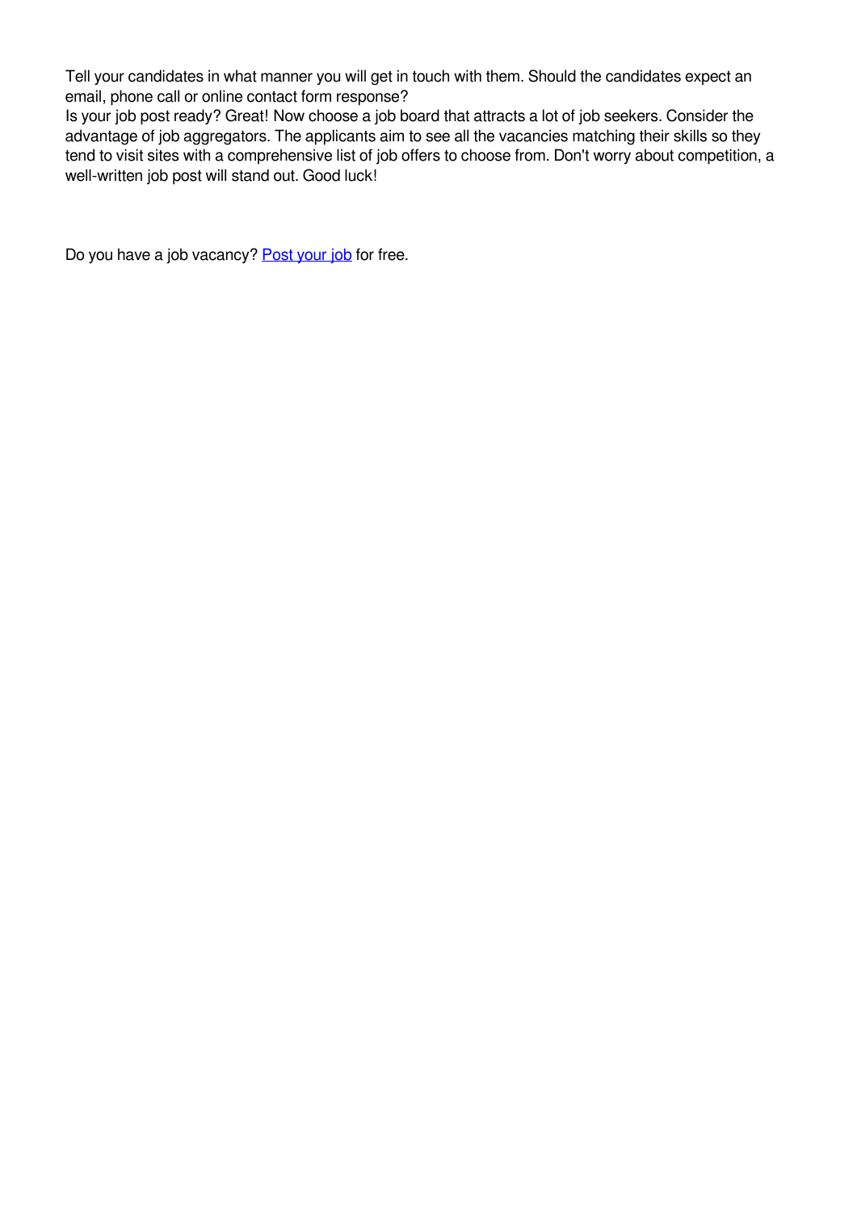Tell your candidates in what manner you will get in touch with them. Should the candidates expect an email, phone call or online contact form response?

Is your job post ready? Great! Now choose a job board that attracts a lot of job seekers. Consider the advantage of job aggregators. The applicants aim to see all the vacancies matching their skills so they tend to visit sites with a comprehensive list of job offers to choose from. Don't worry about competition, a well-written job post will stand out. Good luck!

Do you have a job vacancy? Post your job for free.